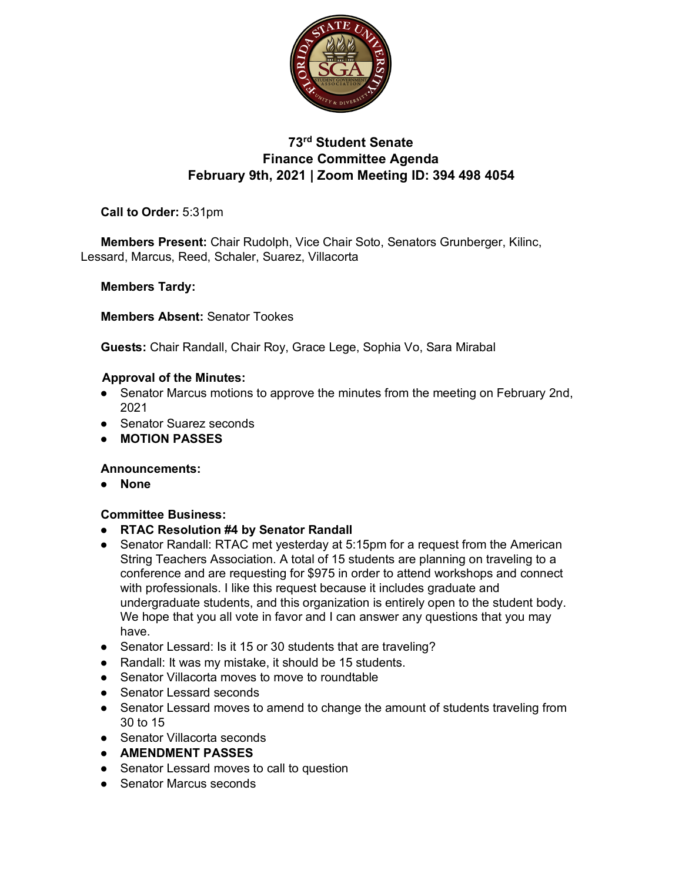# 73rd Student Senate
## Finance Committee Agenda
### February 9th, 2021 | Zoom Meeting ID: 394 498 4054

**Call to Order:** 5:31pm

**Members Present:** Chair Rudolph, Vice Chair Soto, Senators Grunberger, Kilinc, Lessard, Marcus, Reed, Schaler, Suarez, Villacorta

**Members Tardy:**

**Members Absent:** Senator Tookes

**Guests:** Chair Randall, Chair Roy, Grace Lege, Sophia Vo, Sara Mirabal

**Approval of the Minutes:**

- Senator Marcus motions to approve the minutes from the meeting on February 2nd, 2021
- Senator Suarez seconds
- **MOTION PASSES**

**Announcements:**

- **None**

**Committee Business:**

- **RTAC Resolution #4 by Senator Randall**
- Senator Randall: RTAC met yesterday at 5:15pm for a request from the American String Teachers Association. A total of 15 students are planning on traveling to a conference and are requesting for $975 in order to attend workshops and connect with professionals. I like this request because it includes graduate and undergraduate students, and this organization is entirely open to the student body. We hope that you all vote in favor and I can answer any questions that you may have.
- Senator Lessard: Is it 15 or 30 students that are traveling?
- Randall: It was my mistake, it should be 15 students.
- Senator Villacorta moves to move to roundtable
- Senator Lessard seconds
- Senator Lessard moves to amend to change the amount of students traveling from 30 to 15
- Senator Villacorta seconds
- **AMENDMENT PASSES**
- Senator Lessard moves to call to question
- Senator Marcus seconds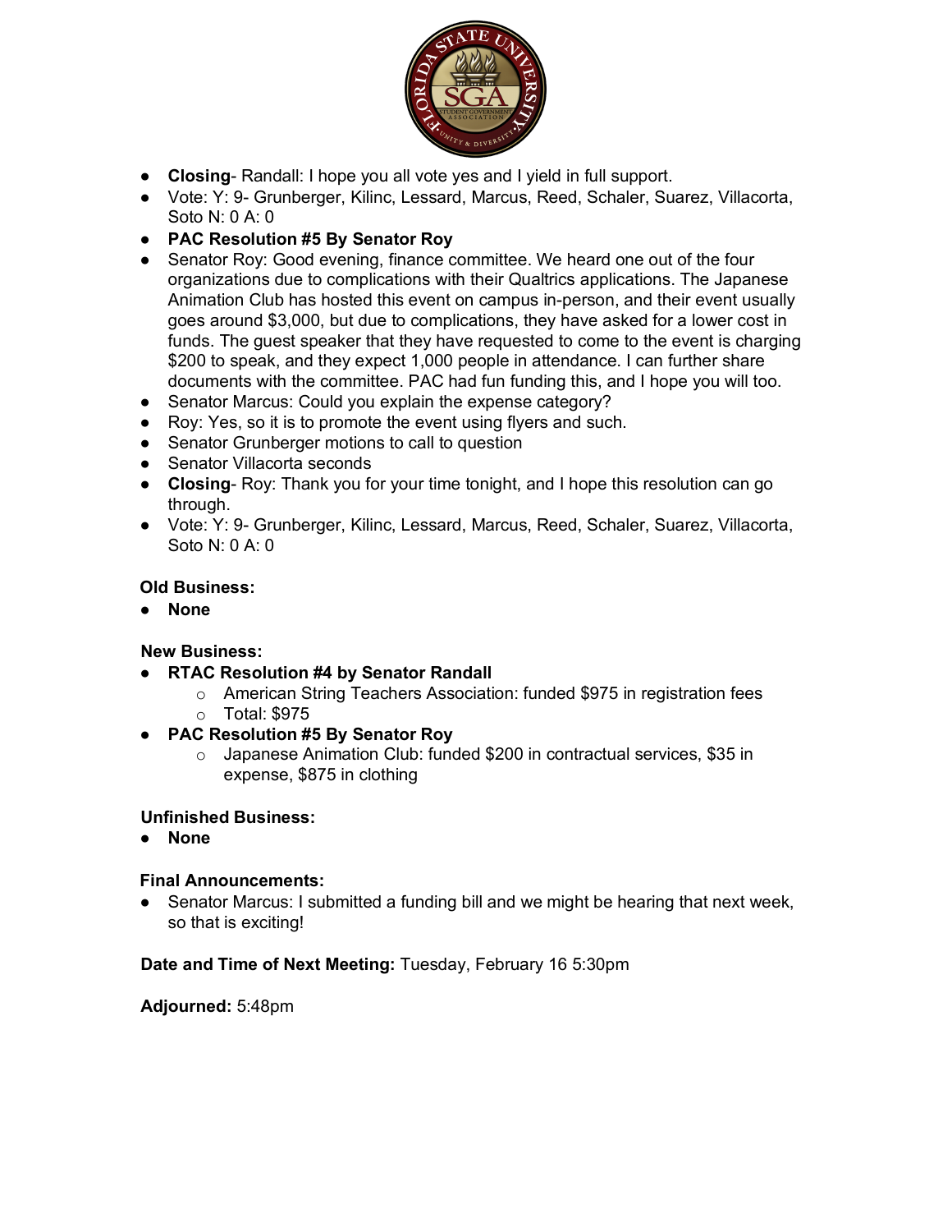- **Closing**- Randall: I hope you all vote yes and I yield in full support.
- Vote: Y: 9- Grunberger, Kilinc, Lessard, Marcus, Reed, Schaler, Suarez, Villacorta, Soto N: 0 A: 0
- **PAC Resolution #5 By Senator Roy**
- Senator Roy: Good evening, finance committee. We heard one out of the four organizations due to complications with their Qualtrics applications. The Japanese Animation Club has hosted this event on campus in-person, and their event usually goes around $3,000, but due to complications, they have asked for a lower cost in funds. The guest speaker that they have requested to come to the event is charging $200 to speak, and they expect 1,000 people in attendance. I can further share documents with the committee. PAC had fun funding this, and I hope you will too.
- Senator Marcus: Could you explain the expense category?
- Roy: Yes, so it is to promote the event using flyers and such.
- Senator Grunberger motions to call to question
- Senator Villacorta seconds
- **Closing**- Roy: Thank you for your time tonight, and I hope this resolution can go through.
- Vote: Y: 9- Grunberger, Kilinc, Lessard, Marcus, Reed, Schaler, Suarez, Villacorta, Soto N: 0 A: 0

**Old Business:**

- **None**

**New Business:**

- **RTAC Resolution #4 by Senator Randall**
  - American String Teachers Association: funded $975 in registration fees
  - Total: $975
- **PAC Resolution #5 By Senator Roy**
  - Japanese Animation Club: funded $200 in contractual services, $35 in expense, $875 in clothing

**Unfinished Business:**

- **None**

**Final Announcements:**

- Senator Marcus: I submitted a funding bill and we might be hearing that next week, so that is exciting!

**Date and Time of Next Meeting:** Tuesday, February 16 5:30pm

**Adjourned:** 5:48pm